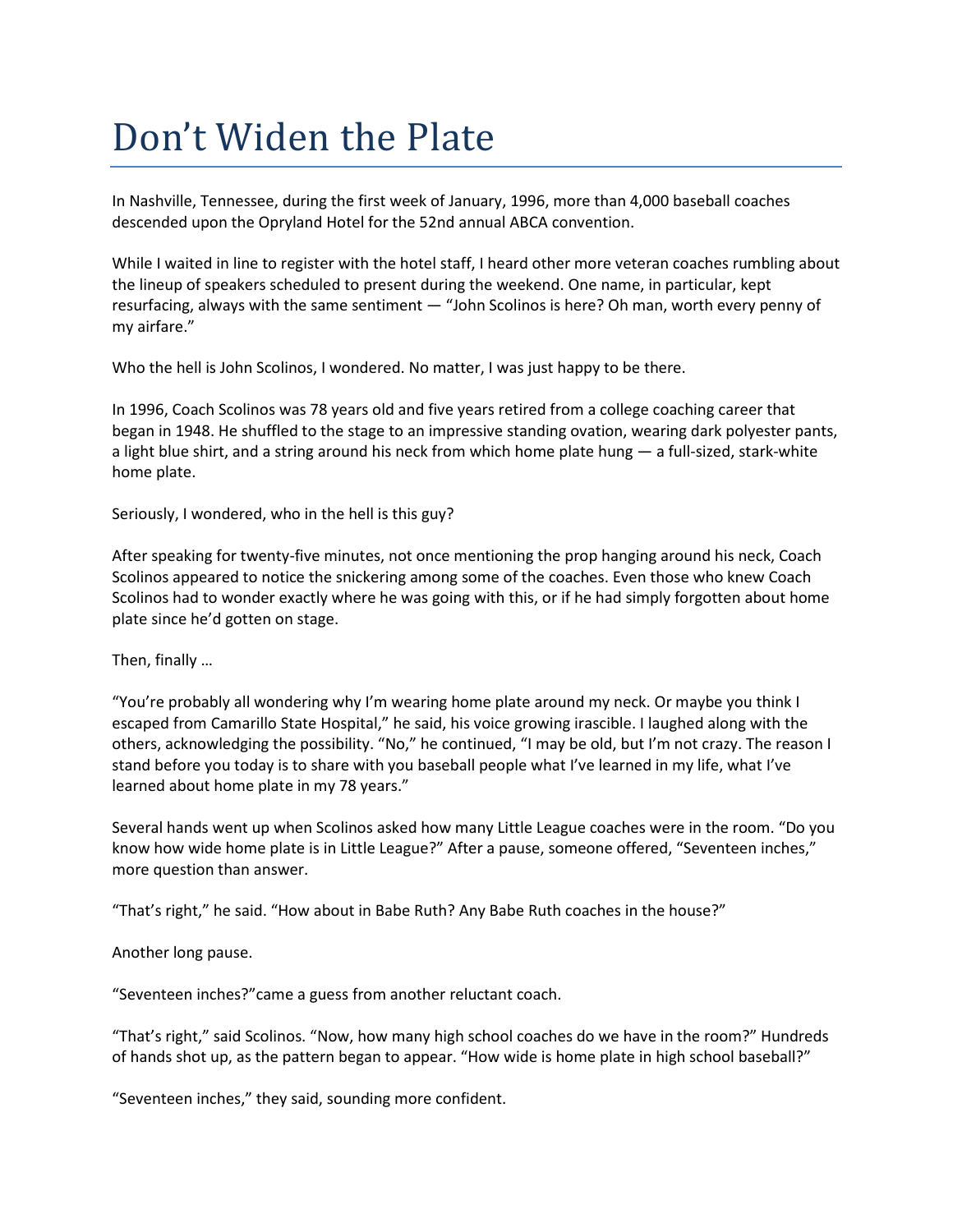# Don't Widen the Plate

In Nashville, Tennessee, during the first week of January, 1996, more than 4,000 baseball coaches descended upon the Opryland Hotel for the 52nd annual ABCA convention.

While I waited in line to register with the hotel staff, I heard other more veteran coaches rumbling about the lineup of speakers scheduled to present during the weekend. One name, in particular, kept resurfacing, always with the same sentiment — "John Scolinos is here? Oh man, worth every penny of my airfare."

Who the hell is John Scolinos, I wondered. No matter, I was just happy to be there.

In 1996, Coach Scolinos was 78 years old and five years retired from a college coaching career that began in 1948. He shuffled to the stage to an impressive standing ovation, wearing dark polyester pants, a light blue shirt, and a string around his neck from which home plate hung — a full-sized, stark-white home plate.

Seriously, I wondered, who in the hell is this guy?

After speaking for twenty-five minutes, not once mentioning the prop hanging around his neck, Coach Scolinos appeared to notice the snickering among some of the coaches. Even those who knew Coach Scolinos had to wonder exactly where he was going with this, or if he had simply forgotten about home plate since he'd gotten on stage.

Then, finally …

"You're probably all wondering why I'm wearing home plate around my neck. Or maybe you think I escaped from Camarillo State Hospital," he said, his voice growing irascible. I laughed along with the others, acknowledging the possibility. "No," he continued, "I may be old, but I'm not crazy. The reason I stand before you today is to share with you baseball people what I've learned in my life, what I've learned about home plate in my 78 years."

Several hands went up when Scolinos asked how many Little League coaches were in the room. "Do you know how wide home plate is in Little League?" After a pause, someone offered, "Seventeen inches," more question than answer.

"That's right," he said. "How about in Babe Ruth? Any Babe Ruth coaches in the house?"

Another long pause.

"Seventeen inches?"came a guess from another reluctant coach.

"That's right," said Scolinos. "Now, how many high school coaches do we have in the room?" Hundreds of hands shot up, as the pattern began to appear. "How wide is home plate in high school baseball?"

"Seventeen inches," they said, sounding more confident.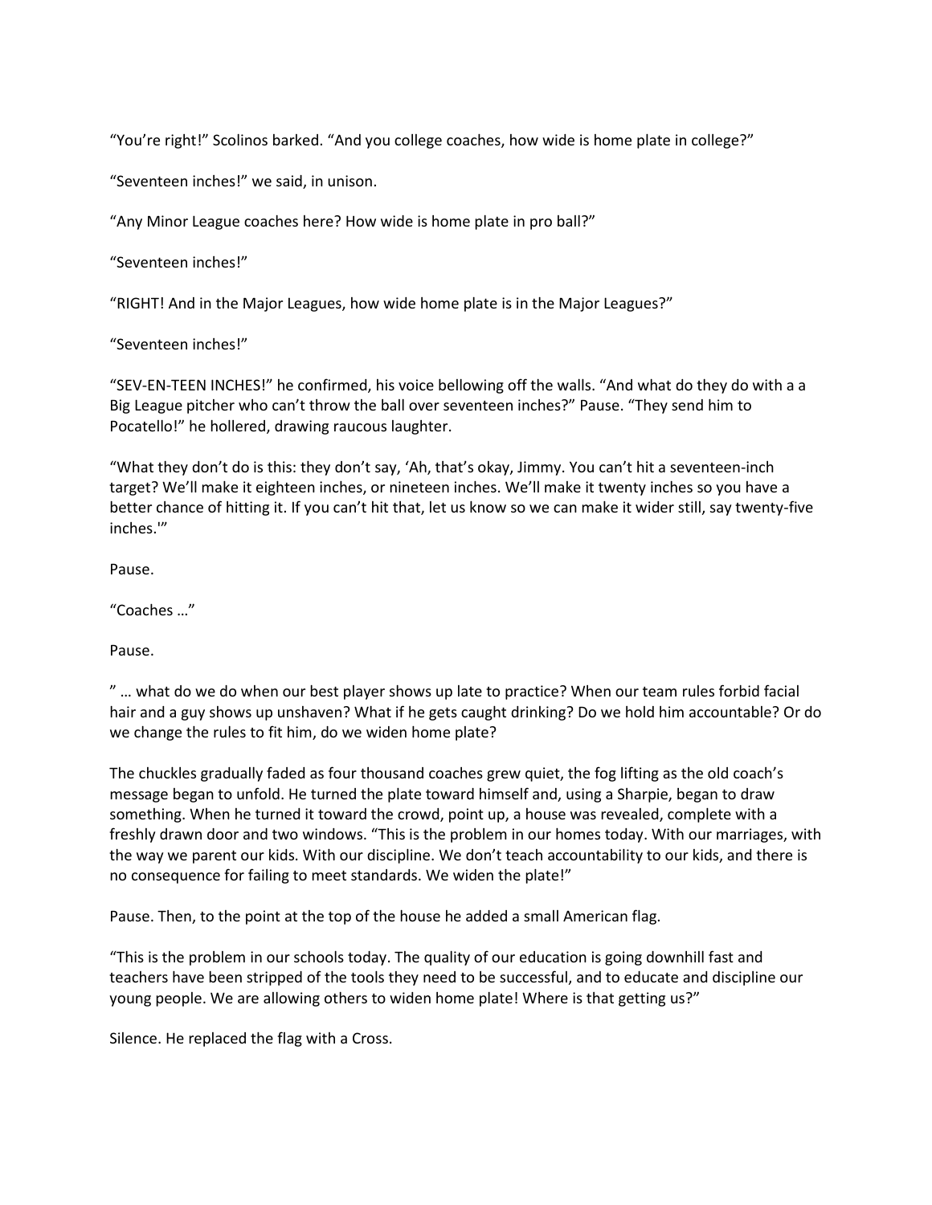"You're right!" Scolinos barked. "And you college coaches, how wide is home plate in college?"

"Seventeen inches!" we said, in unison.

"Any Minor League coaches here? How wide is home plate in pro ball?"

"Seventeen inches!"

"RIGHT! And in the Major Leagues, how wide home plate is in the Major Leagues?"

"Seventeen inches!"

"SEV-EN-TEEN INCHES!" he confirmed, his voice bellowing off the walls. "And what do they do with a a Big League pitcher who can't throw the ball over seventeen inches?" Pause. "They send him to Pocatello!" he hollered, drawing raucous laughter.

"What they don't do is this: they don't say, 'Ah, that's okay, Jimmy. You can't hit a seventeen-inch target? We'll make it eighteen inches, or nineteen inches. We'll make it twenty inches so you have a better chance of hitting it. If you can't hit that, let us know so we can make it wider still, say twenty-five inches.'"

Pause.

"Coaches …"

Pause.

" … what do we do when our best player shows up late to practice? When our team rules forbid facial hair and a guy shows up unshaven? What if he gets caught drinking? Do we hold him accountable? Or do we change the rules to fit him, do we widen home plate?

The chuckles gradually faded as four thousand coaches grew quiet, the fog lifting as the old coach's message began to unfold. He turned the plate toward himself and, using a Sharpie, began to draw something. When he turned it toward the crowd, point up, a house was revealed, complete with a freshly drawn door and two windows. "This is the problem in our homes today. With our marriages, with the way we parent our kids. With our discipline. We don't teach accountability to our kids, and there is no consequence for failing to meet standards. We widen the plate!"

Pause. Then, to the point at the top of the house he added a small American flag.

"This is the problem in our schools today. The quality of our education is going downhill fast and teachers have been stripped of the tools they need to be successful, and to educate and discipline our young people. We are allowing others to widen home plate! Where is that getting us?"

Silence. He replaced the flag with a Cross.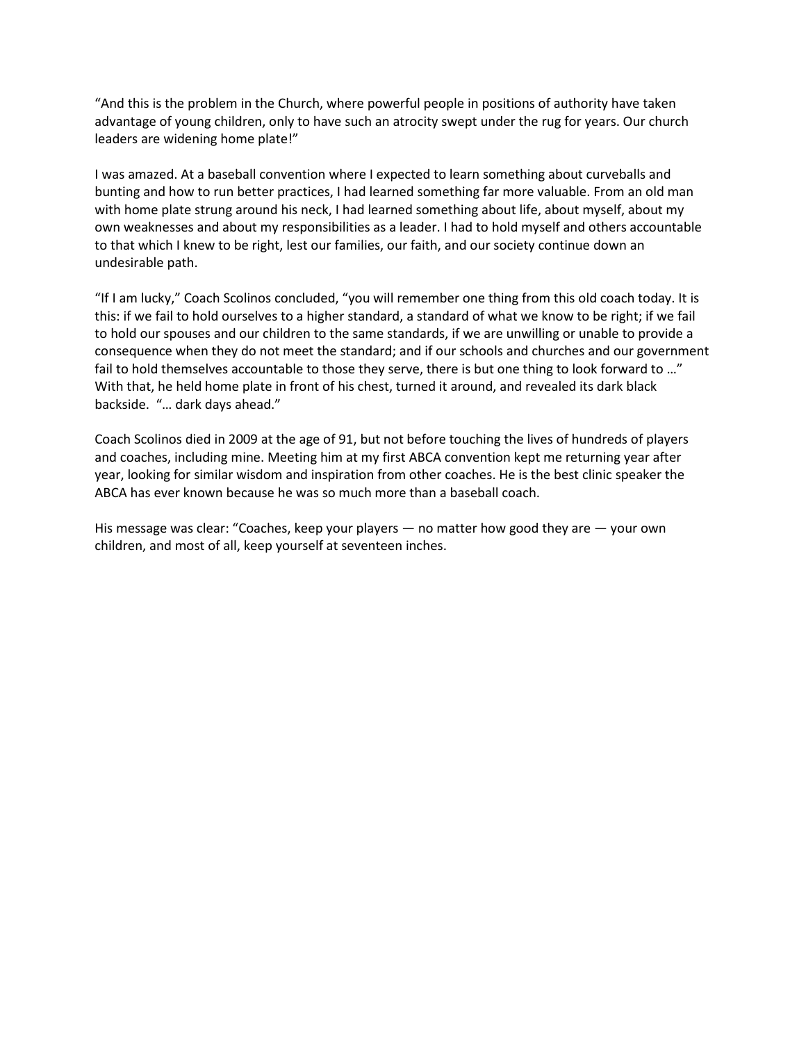"And this is the problem in the Church, where powerful people in positions of authority have taken advantage of young children, only to have such an atrocity swept under the rug for years. Our church leaders are widening home plate!"

I was amazed. At a baseball convention where I expected to learn something about curveballs and bunting and how to run better practices, I had learned something far more valuable. From an old man with home plate strung around his neck, I had learned something about life, about myself, about my own weaknesses and about my responsibilities as a leader. I had to hold myself and others accountable to that which I knew to be right, lest our families, our faith, and our society continue down an undesirable path.

"If I am lucky," Coach Scolinos concluded, "you will remember one thing from this old coach today. It is this: if we fail to hold ourselves to a higher standard, a standard of what we know to be right; if we fail to hold our spouses and our children to the same standards, if we are unwilling or unable to provide a consequence when they do not meet the standard; and if our schools and churches and our government fail to hold themselves accountable to those they serve, there is but one thing to look forward to …" With that, he held home plate in front of his chest, turned it around, and revealed its dark black backside. "… dark days ahead."

Coach Scolinos died in 2009 at the age of 91, but not before touching the lives of hundreds of players and coaches, including mine. Meeting him at my first ABCA convention kept me returning year after year, looking for similar wisdom and inspiration from other coaches. He is the best clinic speaker the ABCA has ever known because he was so much more than a baseball coach.

His message was clear: "Coaches, keep your players — no matter how good they are — your own children, and most of all, keep yourself at seventeen inches.